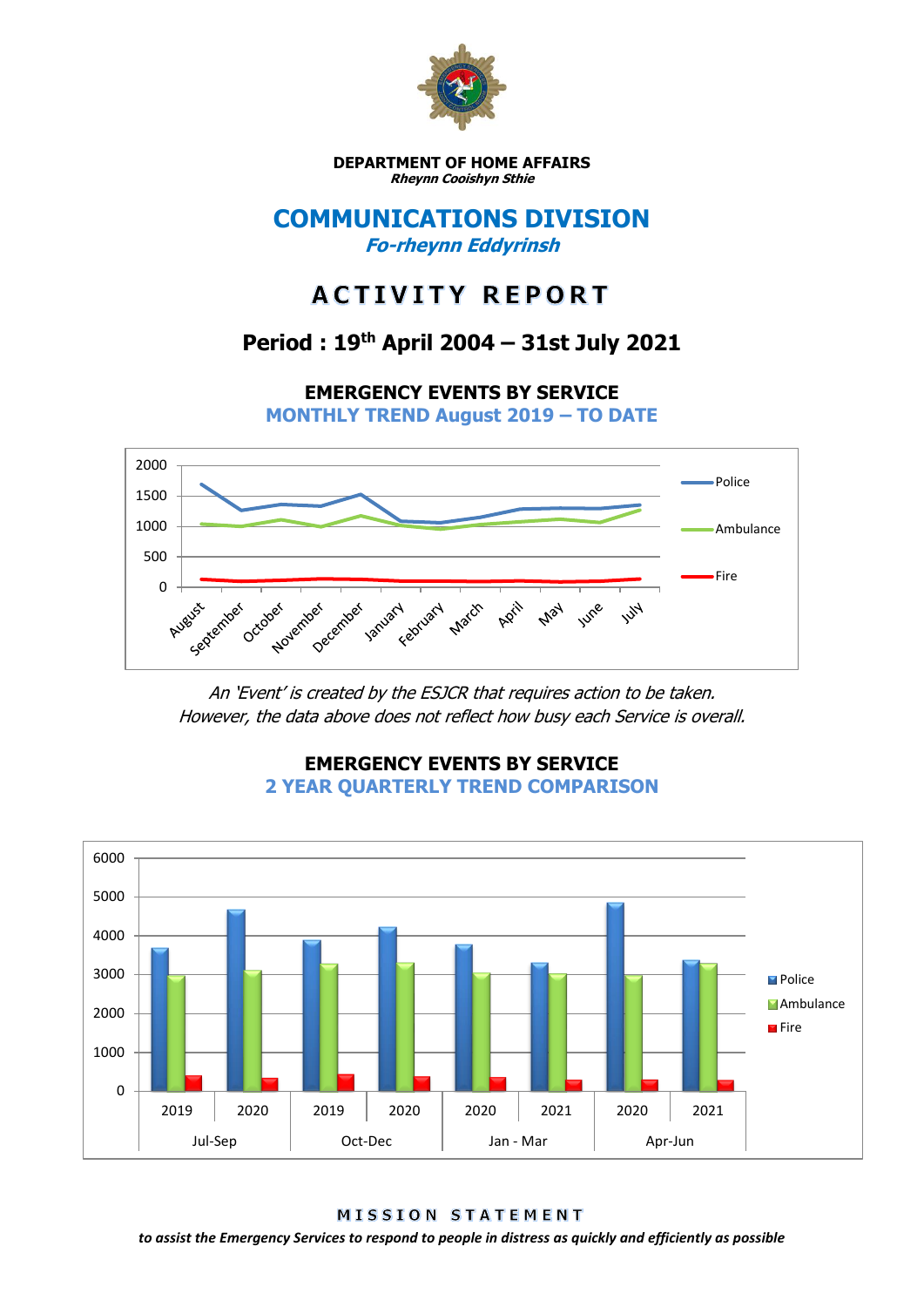**DEPARTMENT OF HOME AFFAIRS**
***Rheynn Cooishyn Sthie***

# COMMUNICATIONS DIVISION

***Fo-rheynn Eddyrinsh***

# ACTIVITY REPORT

## Period : 19th April 2004 – 31st July 2021

### EMERGENCY EVENTS BY SERVICE

**MONTHLY TREND August 2019 – TO DATE**

*An 'Event' is created by the ESJCR that requires action to be taken. However, the data above does not reflect how busy each Service is overall.*

### EMERGENCY EVENTS BY SERVICE

**2 YEAR QUARTERLY TREND COMPARISON**

**MISSION STATEMENT**

***to assist the Emergency Services to respond to people in distress as quickly and efficiently as possible***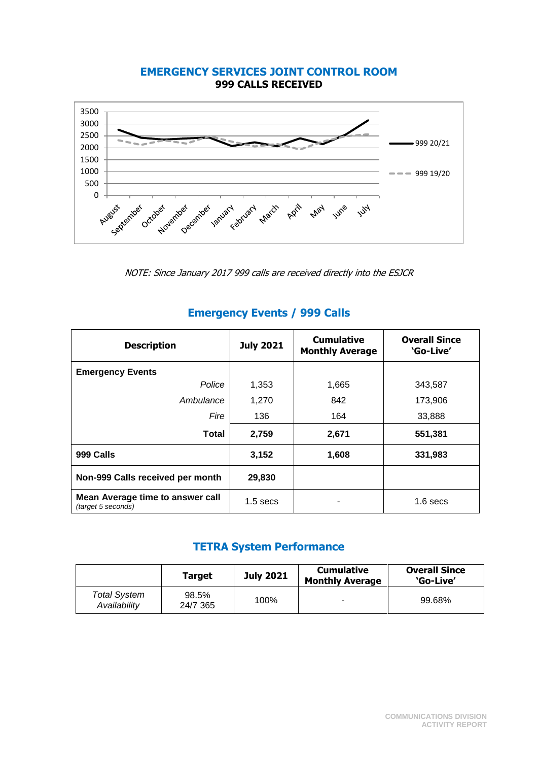## EMERGENCY SERVICES JOINT CONTROL ROOM
### 999 CALLS RECEIVED

3500
3000
2500
2000
1500
1000
500
0

August September October November December January February March April May June July

999 20/21
999 19/20

*NOTE: Since January 2017 999 calls are received directly into the ESJCR*

## Emergency Events / 999 Calls

| Description | July 2021 | Cumulative Monthly Average | Overall Since 'Go-Live' |
|---|---|---|---|
| **Emergency Events** | | | |
| *Police* | 1,353 | 1,665 | 343,587 |
| *Ambulance* | 1,270 | 842 | 173,906 |
| *Fire* | 136 | 164 | 33,888 |
| **Total** | **2,759** | **2,671** | **551,381** |
| **999 Calls** | **3,152** | **1,608** | **331,983** |
| **Non-999 Calls received per month** | **29,830** | | |
| **Mean Average time to answer call** *(target 5 seconds)* | 1.5 secs | - | 1.6 secs |

## TETRA System Performance

| | Target | July 2021 | Cumulative Monthly Average | Overall Since 'Go-Live' |
|---|---|---|---|---|
| *Total System Availability* | 98.5% 24/7 365 | 100% | - | 99.68% |